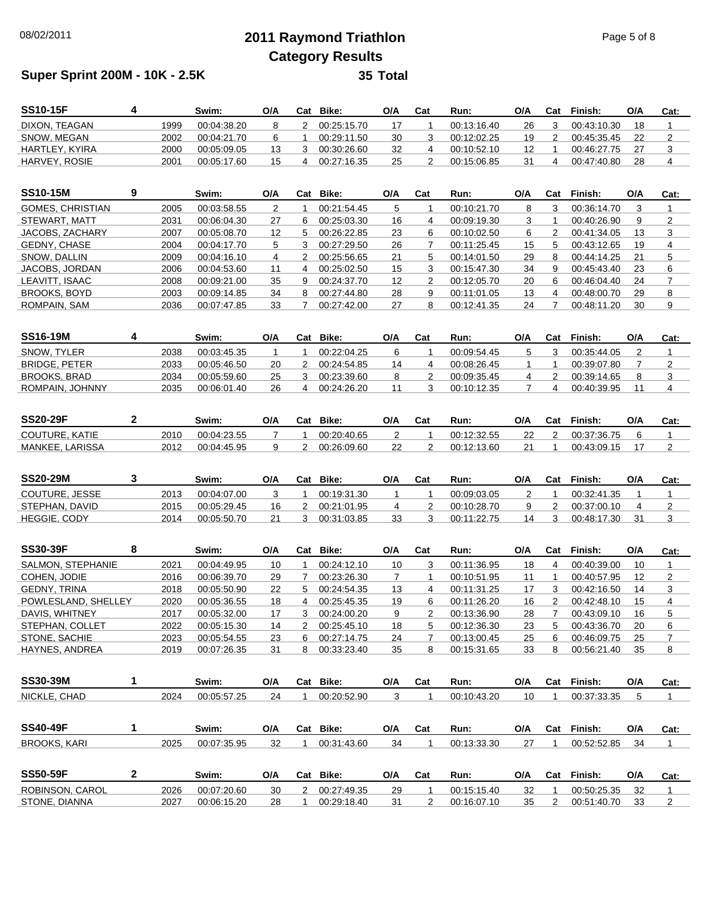# 2011 Raymond Triathlon

## Category Results

**Super Sprint 200M - 10K - 2.5K** **35 Total**

| SS10-15F | 4 | Swim: | O/A | Cat | Bike: | O/A | Cat | Run: | O/A | Cat | Finish: | O/A | Cat: |
|---|---|---|---|---|---|---|---|---|---|---|---|---|---|
| DIXON, TEAGAN | 1999 | 00:04:38.20 | 8 | 2 | 00:25:15.70 | 17 | 1 | 00:13:16.40 | 26 | 3 | 00:43:10.30 | 18 | 1 |
| SNOW, MEGAN | 2002 | 00:04:21.70 | 6 | 1 | 00:29:11.50 | 30 | 3 | 00:12:02.25 | 19 | 2 | 00:45:35.45 | 22 | 2 |
| HARTLEY, KYIRA | 2000 | 00:05:09.05 | 13 | 3 | 00:30:26.60 | 32 | 4 | 00:10:52.10 | 12 | 1 | 00:46:27.75 | 27 | 3 |
| HARVEY, ROSIE | 2001 | 00:05:17.60 | 15 | 4 | 00:27:16.35 | 25 | 2 | 00:15:06.85 | 31 | 4 | 00:47:40.80 | 28 | 4 |

| SS10-15M | 9 | Swim: | O/A | Cat | Bike: | O/A | Cat | Run: | O/A | Cat | Finish: | O/A | Cat: |
|---|---|---|---|---|---|---|---|---|---|---|---|---|---|
| GOMES, CHRISTIAN | 2005 | 00:03:58.55 | 2 | 1 | 00:21:54.45 | 5 | 1 | 00:10:21.70 | 8 | 3 | 00:36:14.70 | 3 | 1 |
| STEWART, MATT | 2031 | 00:06:04.30 | 27 | 6 | 00:25:03.30 | 16 | 4 | 00:09:19.30 | 3 | 1 | 00:40:26.90 | 9 | 2 |
| JACOBS, ZACHARY | 2007 | 00:05:08.70 | 12 | 5 | 00:26:22.85 | 23 | 6 | 00:10:02.50 | 6 | 2 | 00:41:34.05 | 13 | 3 |
| GEDNY, CHASE | 2004 | 00:04:17.70 | 5 | 3 | 00:27:29.50 | 26 | 7 | 00:11:25.45 | 15 | 5 | 00:43:12.65 | 19 | 4 |
| SNOW, DALLIN | 2009 | 00:04:16.10 | 4 | 2 | 00:25:56.65 | 21 | 5 | 00:14:01.50 | 29 | 8 | 00:44:14.25 | 21 | 5 |
| JACOBS, JORDAN | 2006 | 00:04:53.60 | 11 | 4 | 00:25:02.50 | 15 | 3 | 00:15:47.30 | 34 | 9 | 00:45:43.40 | 23 | 6 |
| LEAVITT, ISAAC | 2008 | 00:09:21.00 | 35 | 9 | 00:24:37.70 | 12 | 2 | 00:12:05.70 | 20 | 6 | 00:46:04.40 | 24 | 7 |
| BROOKS, BOYD | 2003 | 00:09:14.85 | 34 | 8 | 00:27:44.80 | 28 | 9 | 00:11:01.05 | 13 | 4 | 00:48:00.70 | 29 | 8 |
| ROMPAIN, SAM | 2036 | 00:07:47.85 | 33 | 7 | 00:27:42.00 | 27 | 8 | 00:12:41.35 | 24 | 7 | 00:48:11.20 | 30 | 9 |

| SS16-19M | 4 | Swim: | O/A | Cat | Bike: | O/A | Cat | Run: | O/A | Cat | Finish: | O/A | Cat: |
|---|---|---|---|---|---|---|---|---|---|---|---|---|---|
| SNOW, TYLER | 2038 | 00:03:45.35 | 1 | 1 | 00:22:04.25 | 6 | 1 | 00:09:54.45 | 5 | 3 | 00:35:44.05 | 2 | 1 |
| BRIDGE, PETER | 2033 | 00:05:46.50 | 20 | 2 | 00:24:54.85 | 14 | 4 | 00:08:26.45 | 1 | 1 | 00:39:07.80 | 7 | 2 |
| BROOKS, BRAD | 2034 | 00:05:59.60 | 25 | 3 | 00:23:39.60 | 8 | 2 | 00:09:35.45 | 4 | 2 | 00:39:14.65 | 8 | 3 |
| ROMPAIN, JOHNNY | 2035 | 00:06:01.40 | 26 | 4 | 00:24:26.20 | 11 | 3 | 00:10:12.35 | 7 | 4 | 00:40:39.95 | 11 | 4 |

| SS20-29F | 2 | Swim: | O/A | Cat | Bike: | O/A | Cat | Run: | O/A | Cat | Finish: | O/A | Cat: |
|---|---|---|---|---|---|---|---|---|---|---|---|---|---|
| COUTURE, KATIE | 2010 | 00:04:23.55 | 7 | 1 | 00:20:40.65 | 2 | 1 | 00:12:32.55 | 22 | 2 | 00:37:36.75 | 6 | 1 |
| MANKEE, LARISSA | 2012 | 00:04:45.95 | 9 | 2 | 00:26:09.60 | 22 | 2 | 00:12:13.60 | 21 | 1 | 00:43:09.15 | 17 | 2 |

| SS20-29M | 3 | Swim: | O/A | Cat | Bike: | O/A | Cat | Run: | O/A | Cat | Finish: | O/A | Cat: |
|---|---|---|---|---|---|---|---|---|---|---|---|---|---|
| COUTURE, JESSE | 2013 | 00:04:07.00 | 3 | 1 | 00:19:31.30 | 1 | 1 | 00:09:03.05 | 2 | 1 | 00:32:41.35 | 1 | 1 |
| STEPHAN, DAVID | 2015 | 00:05:29.45 | 16 | 2 | 00:21:01.95 | 4 | 2 | 00:10:28.70 | 9 | 2 | 00:37:00.10 | 4 | 2 |
| HEGGIE, CODY | 2014 | 00:05:50.70 | 21 | 3 | 00:31:03.85 | 33 | 3 | 00:11:22.75 | 14 | 3 | 00:48:17.30 | 31 | 3 |

| SS30-39F | 8 | Swim: | O/A | Cat | Bike: | O/A | Cat | Run: | O/A | Cat | Finish: | O/A | Cat: |
|---|---|---|---|---|---|---|---|---|---|---|---|---|---|
| SALMON, STEPHANIE | 2021 | 00:04:49.95 | 10 | 1 | 00:24:12.10 | 10 | 3 | 00:11:36.95 | 18 | 4 | 00:40:39.00 | 10 | 1 |
| COHEN, JODIE | 2016 | 00:06:39.70 | 29 | 7 | 00:23:26.30 | 7 | 1 | 00:10:51.95 | 11 | 1 | 00:40:57.95 | 12 | 2 |
| GEDNY, TRINA | 2018 | 00:05:50.90 | 22 | 5 | 00:24:54.35 | 13 | 4 | 00:11:31.25 | 17 | 3 | 00:42:16.50 | 14 | 3 |
| POWLESLAND, SHELLEY | 2020 | 00:05:36.55 | 18 | 4 | 00:25:45.35 | 19 | 6 | 00:11:26.20 | 16 | 2 | 00:42:48.10 | 15 | 4 |
| DAVIS, WHITNEY | 2017 | 00:05:32.00 | 17 | 3 | 00:24:00.20 | 9 | 2 | 00:13:36.90 | 28 | 7 | 00:43:09.10 | 16 | 5 |
| STEPHAN, COLLET | 2022 | 00:05:15.30 | 14 | 2 | 00:25:45.10 | 18 | 5 | 00:12:36.30 | 23 | 5 | 00:43:36.70 | 20 | 6 |
| STONE, SACHIE | 2023 | 00:05:54.55 | 23 | 6 | 00:27:14.75 | 24 | 7 | 00:13:00.45 | 25 | 6 | 00:46:09.75 | 25 | 7 |
| HAYNES, ANDREA | 2019 | 00:07:26.35 | 31 | 8 | 00:33:23.40 | 35 | 8 | 00:15:31.65 | 33 | 8 | 00:56:21.40 | 35 | 8 |

| SS30-39M | 1 | Swim: | O/A | Cat | Bike: | O/A | Cat | Run: | O/A | Cat | Finish: | O/A | Cat: |
|---|---|---|---|---|---|---|---|---|---|---|---|---|---|
| NICKLE, CHAD | 2024 | 00:05:57.25 | 24 | 1 | 00:20:52.90 | 3 | 1 | 00:10:43.20 | 10 | 1 | 00:37:33.35 | 5 | 1 |

| SS40-49F | 1 | Swim: | O/A | Cat | Bike: | O/A | Cat | Run: | O/A | Cat | Finish: | O/A | Cat: |
|---|---|---|---|---|---|---|---|---|---|---|---|---|---|
| BROOKS, KARI | 2025 | 00:07:35.95 | 32 | 1 | 00:31:43.60 | 34 | 1 | 00:13:33.30 | 27 | 1 | 00:52:52.85 | 34 | 1 |

| SS50-59F | 2 | Swim: | O/A | Cat | Bike: | O/A | Cat | Run: | O/A | Cat | Finish: | O/A | Cat: |
|---|---|---|---|---|---|---|---|---|---|---|---|---|---|
| ROBINSON, CAROL | 2026 | 00:07:20.60 | 30 | 2 | 00:27:49.35 | 29 | 1 | 00:15:15.40 | 32 | 1 | 00:50:25.35 | 32 | 1 |
| STONE, DIANNA | 2027 | 00:06:15.20 | 28 | 1 | 00:29:18.40 | 31 | 2 | 00:16:07.10 | 35 | 2 | 00:51:40.70 | 33 | 2 |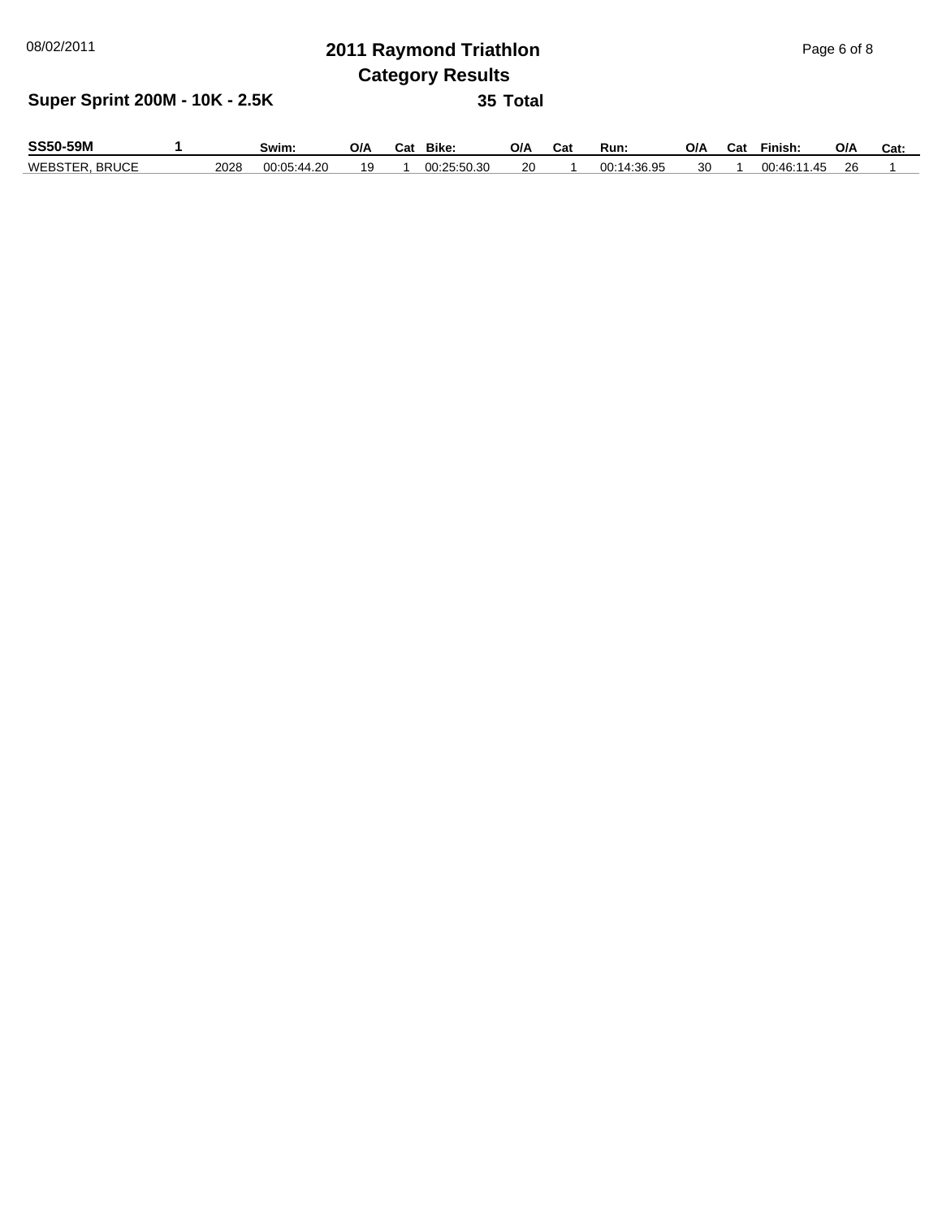# 2011 Raymond Triathlon
## Category Results

**Super Sprint 200M - 10K - 2.5K** **35 Total**

| SS50-59M | 1 | Swim: | O/A | Cat | Bike: | O/A | Cat | Run: | O/A | Cat | Finish: | O/A | Cat: |
|---|---|---|---|---|---|---|---|---|---|---|---|---|---|
| WEBSTER, BRUCE | 2028 | 00:05:44.20 | 19 | 1 | 00:25:50.30 | 20 | 1 | 00:14:36.95 | 30 | 1 | 00:46:11.45 | 26 | 1 |